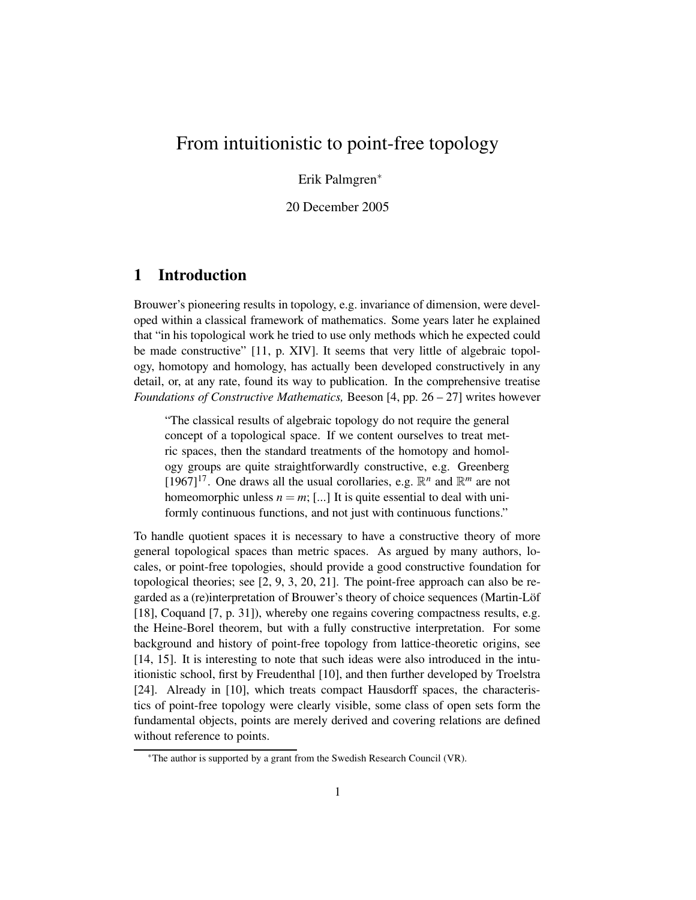# From intuitionistic to point-free topology

Erik Palmgren*

20 December 2005

## 1 Introduction

Brouwer's pioneering results in topology, e.g. invariance of dimension, were developed within a classical framework of mathematics. Some years later he explained that "in his topological work he tried to use only methods which he expected could be made constructive" [11, p. XIV]. It seems that very little of algebraic topology, homotopy and homology, has actually been developed constructively in any detail, or, at any rate, found its way to publication. In the comprehensive treatise *Foundations of Constructive Mathematics,* Beeson [4, pp. 26 – 27] writes however

> "The classical results of algebraic topology do not require the general concept of a topological space. If we content ourselves to treat metric spaces, then the standard treatments of the homotopy and homology groups are quite straightforwardly constructive, e.g. Greenberg [1967][17]. One draws all the usual corollaries, e.g. $\mathbb{R}^n$ and $\mathbb{R}^m$ are not homeomorphic unless $n = m$; [...] It is quite essential to deal with uniformly continuous functions, and not just with continuous functions."

To handle quotient spaces it is necessary to have a constructive theory of more general topological spaces than metric spaces. As argued by many authors, locales, or point-free topologies, should provide a good constructive foundation for topological theories; see [2, 9, 3, 20, 21]. The point-free approach can also be regarded as a (re)interpretation of Brouwer's theory of choice sequences (Martin-Löf [18], Coquand [7, p. 31]), whereby one regains covering compactness results, e.g. the Heine-Borel theorem, but with a fully constructive interpretation. For some background and history of point-free topology from lattice-theoretic origins, see [14, 15]. It is interesting to note that such ideas were also introduced in the intuitionistic school, first by Freudenthal [10], and then further developed by Troelstra [24]. Already in [10], which treats compact Hausdorff spaces, the characteristics of point-free topology were clearly visible, some class of open sets form the fundamental objects, points are merely derived and covering relations are defined without reference to points.

*The author is supported by a grant from the Swedish Research Council (VR).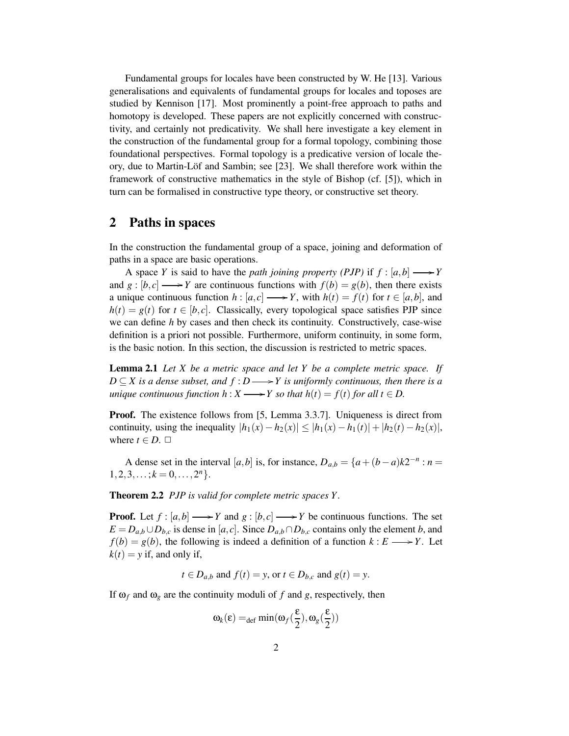Fundamental groups for locales have been constructed by W. He [13]. Various generalisations and equivalents of fundamental groups for locales and toposes are studied by Kennison [17]. Most prominently a point-free approach to paths and homotopy is developed. These papers are not explicitly concerned with constructivity, and certainly not predicativity. We shall here investigate a key element in the construction of the fundamental group for a formal topology, combining those foundational perspectives. Formal topology is a predicative version of locale theory, due to Martin-Löf and Sambin; see [23]. We shall therefore work within the framework of constructive mathematics in the style of Bishop (cf. [5]), which in turn can be formalised in constructive type theory, or constructive set theory.

## 2 Paths in spaces

In the construction the fundamental group of a space, joining and deformation of paths in a space are basic operations.

A space $Y$ is said to have the *path joining property (PJP)* if $f : [a,b] \longrightarrow Y$ and $g : [b,c] \longrightarrow Y$ are continuous functions with $f(b) = g(b)$, then there exists a unique continuous function $h : [a,c] \longrightarrow Y$, with $h(t) = f(t)$ for $t \in [a,b]$, and $h(t) = g(t)$ for $t \in [b,c]$. Classically, every topological space satisfies PJP since we can define $h$ by cases and then check its continuity. Constructively, case-wise definition is a priori not possible. Furthermore, uniform continuity, in some form, is the basic notion. In this section, the discussion is restricted to metric spaces.

**Lemma 2.1** *Let $X$ be a metric space and let $Y$ be a complete metric space. If $D \subseteq X$ is a dense subset, and $f : D \longrightarrow Y$ is uniformly continuous, then there is a unique continuous function $h : X \longrightarrow Y$ so that $h(t) = f(t)$ for all $t \in D$.*

**Proof.** The existence follows from [5, Lemma 3.3.7]. Uniqueness is direct from continuity, using the inequality $|h_1(x) - h_2(x)| \leq |h_1(x) - h_1(t)| + |h_2(t) - h_2(x)|$, where $t \in D$. □

A dense set in the interval $[a,b]$ is, for instance, $D_{a,b} = \{a + (b-a)k2^{-n} : n = 1,2,3,\ldots; k = 0,\ldots,2^n\}$.

**Theorem 2.2** *PJP is valid for complete metric spaces $Y$.*

**Proof.** Let $f : [a,b] \longrightarrow Y$ and $g : [b,c] \longrightarrow Y$ be continuous functions. The set $E = D_{a,b} \cup D_{b,c}$ is dense in $[a,c]$. Since $D_{a,b} \cap D_{b,c}$ contains only the element $b$, and $f(b) = g(b)$, the following is indeed a definition of a function $k : E \longrightarrow Y$. Let $k(t) = y$ if, and only if,

$$t \in D_{a,b} \text{ and } f(t) = y, \text{ or } t \in D_{b,c} \text{ and } g(t) = y.$$

If $\omega_f$ and $\omega_g$ are the continuity moduli of $f$ and $g$, respectively, then

$$\omega_k(\varepsilon) =_{\text{def}} \min(\omega_f(\frac{\varepsilon}{2}), \omega_g(\frac{\varepsilon}{2}))$$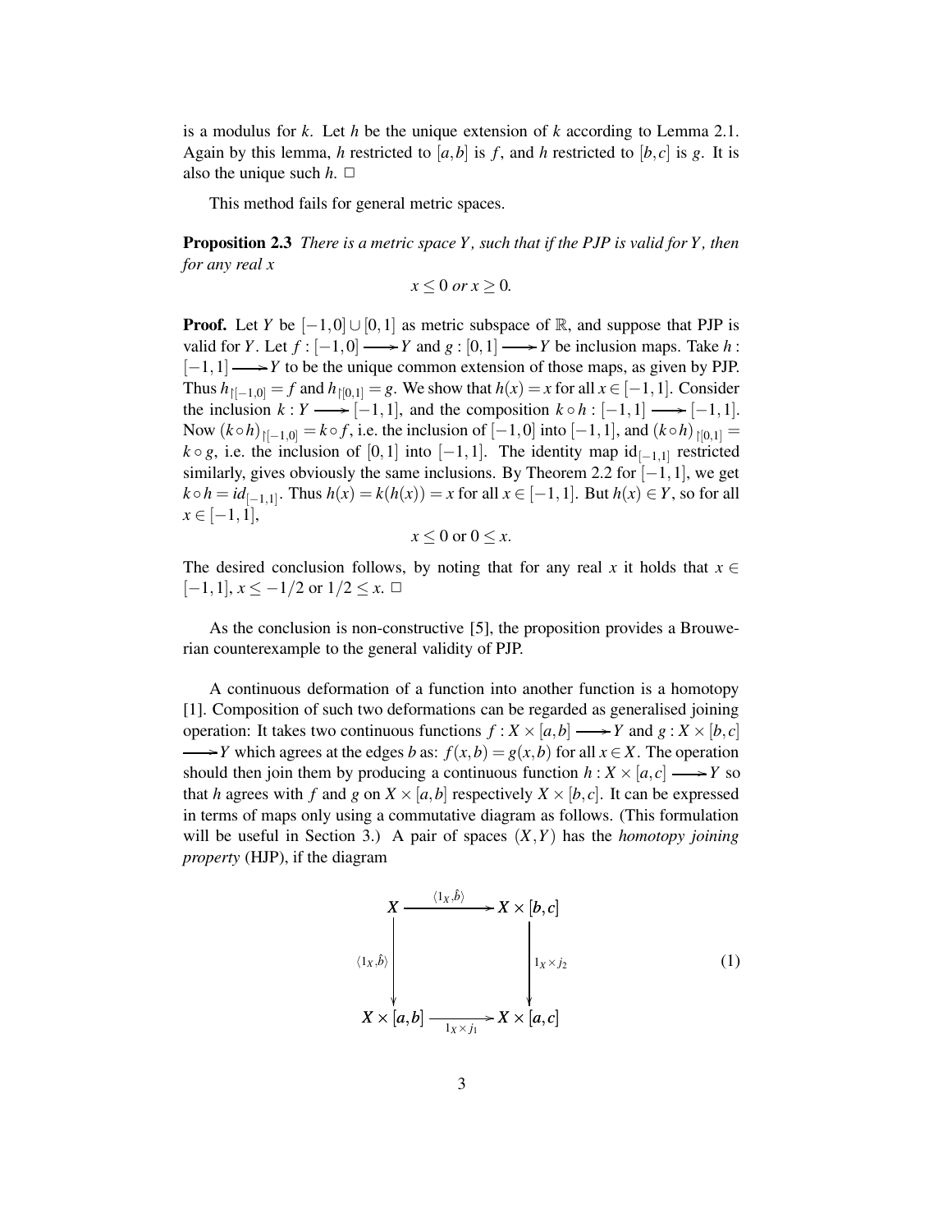is a modulus for $k$. Let $h$ be the unique extension of $k$ according to Lemma 2.1. Again by this lemma, $h$ restricted to $[a,b]$ is $f$, and $h$ restricted to $[b,c]$ is $g$. It is also the unique such $h$. $\Box$

This method fails for general metric spaces.

**Proposition 2.3** *There is a metric space $Y$, such that if the PJP is valid for $Y$, then for any real $x$*

$$x \leq 0 \text{ or } x \geq 0.$$

**Proof.** Let $Y$ be $[-1,0] \cup [0,1]$ as metric subspace of $\mathbb{R}$, and suppose that PJP is valid for $Y$. Let $f : [-1,0] \longrightarrow Y$ and $g : [0,1] \longrightarrow Y$ be inclusion maps. Take $h : [-1,1] \longrightarrow Y$ to be the unique common extension of those maps, as given by PJP. Thus $h_{\restriction[-1,0]} = f$ and $h_{\restriction[0,1]} = g$. We show that $h(x) = x$ for all $x \in [-1,1]$. Consider the inclusion $k : Y \longrightarrow [-1,1]$, and the composition $k \circ h : [-1,1] \longrightarrow [-1,1]$. Now $(k \circ h)_{\restriction[-1,0]} = k \circ f$, i.e. the inclusion of $[-1,0]$ into $[-1,1]$, and $(k \circ h)_{\restriction[0,1]} = k \circ g$, i.e. the inclusion of $[0,1]$ into $[-1,1]$. The identity map $\mathrm{id}_{[-1,1]}$ restricted similarly, gives obviously the same inclusions. By Theorem 2.2 for $[-1,1]$, we get $k \circ h = id_{[-1,1]}$. Thus $h(x) = k(h(x)) = x$ for all $x \in [-1,1]$. But $h(x) \in Y$, so for all $x \in [-1,1]$,

$$x \leq 0 \text{ or } 0 \leq x.$$

The desired conclusion follows, by noting that for any real $x$ it holds that $x \in [-1,1]$, $x \leq -1/2$ or $1/2 \leq x$. $\Box$

As the conclusion is non-constructive [5], the proposition provides a Brouwerian counterexample to the general validity of PJP.

A continuous deformation of a function into another function is a homotopy [1]. Composition of such two deformations can be regarded as generalised joining operation: It takes two continuous functions $f : X \times [a,b] \longrightarrow Y$ and $g : X \times [b,c] \longrightarrow Y$ which agrees at the edges $b$ as: $f(x,b) = g(x,b)$ for all $x \in X$. The operation should then join them by producing a continuous function $h : X \times [a,c] \longrightarrow Y$ so that $h$ agrees with $f$ and $g$ on $X \times [a,b]$ respectively $X \times [b,c]$. It can be expressed in terms of maps only using a commutative diagram as follows. (This formulation will be useful in Section 3.) A pair of spaces $(X,Y)$ has the *homotopy joining property* (HJP), if the diagram

$$\begin{array}{ccc} X & \xrightarrow{\langle 1_X, \hat{b} \rangle} & X \times [b,c] \\ {\scriptstyle \langle 1_X, \hat{b} \rangle} \downarrow & & \downarrow {\scriptstyle 1_X \times j_2} \\ X \times [a,b] & \xrightarrow[1_X \times j_1]{} & X \times [a,c] \end{array} \tag{1}$$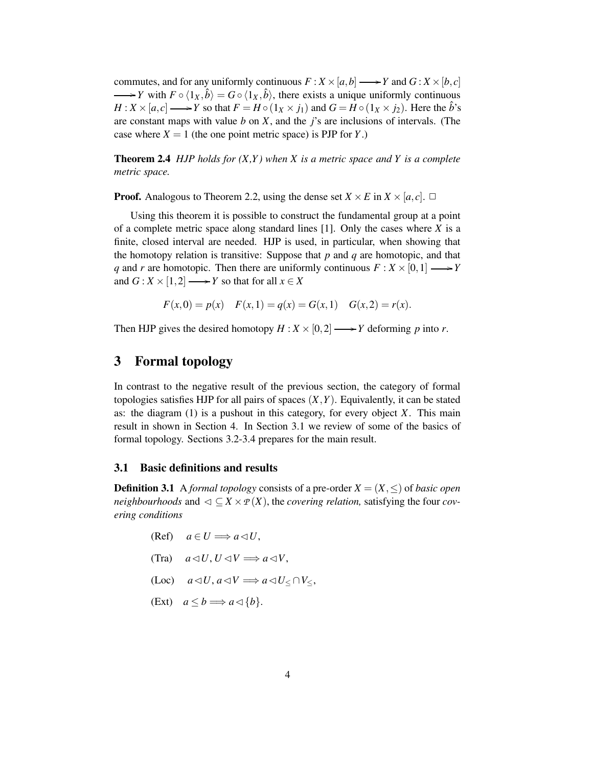commutes, and for any uniformly continuous $F : X \times [a,b] \longrightarrow Y$ and $G : X \times [b,c] \longrightarrow Y$ with $F \circ \langle 1_X, \hat{b} \rangle = G \circ \langle 1_X, \hat{b} \rangle$, there exists a unique uniformly continuous $H : X \times [a,c] \longrightarrow Y$ so that $F = H \circ (1_X \times j_1)$ and $G = H \circ (1_X \times j_2)$. Here the $\hat{b}$'s are constant maps with value $b$ on $X$, and the $j$'s are inclusions of intervals. (The case where $X = 1$ (the one point metric space) is PJP for $Y$.)

**Theorem 2.4** *HJP holds for (X,Y) when X is a metric space and Y is a complete metric space.*

**Proof.** Analogous to Theorem 2.2, using the dense set $X \times E$ in $X \times [a,c]$. □

Using this theorem it is possible to construct the fundamental group at a point of a complete metric space along standard lines [1]. Only the cases where $X$ is a finite, closed interval are needed. HJP is used, in particular, when showing that the homotopy relation is transitive: Suppose that $p$ and $q$ are homotopic, and that $q$ and $r$ are homotopic. Then there are uniformly continuous $F : X \times [0,1] \longrightarrow Y$ and $G : X \times [1,2] \longrightarrow Y$ so that for all $x \in X$

$$F(x,0) = p(x) \quad F(x,1) = q(x) = G(x,1) \quad G(x,2) = r(x).$$

Then HJP gives the desired homotopy $H : X \times [0,2] \longrightarrow Y$ deforming $p$ into $r$.

## 3 Formal topology

In contrast to the negative result of the previous section, the category of formal topologies satisfies HJP for all pairs of spaces $(X,Y)$. Equivalently, it can be stated as: the diagram (1) is a pushout in this category, for every object $X$. This main result in shown in Section 4. In Section 3.1 we review of some of the basics of formal topology. Sections 3.2-3.4 prepares for the main result.

### 3.1 Basic definitions and results

**Definition 3.1** A *formal topology* consists of a pre-order $X = (X, \leq)$ of *basic open neighbourhoods* and $\lhd \subseteq X \times \mathcal{P}(X)$, the *covering relation,* satisfying the four *covering conditions*

(Ref) $\quad a \in U \Longrightarrow a \lhd U,$

(Tra) $\quad a \lhd U, U \lhd V \Longrightarrow a \lhd V,$

(Loc) $\quad a \lhd U, a \lhd V \Longrightarrow a \lhd U_{\leq} \cap V_{\leq},$

(Ext) $\quad a \leq b \Longrightarrow a \lhd \{b\}.$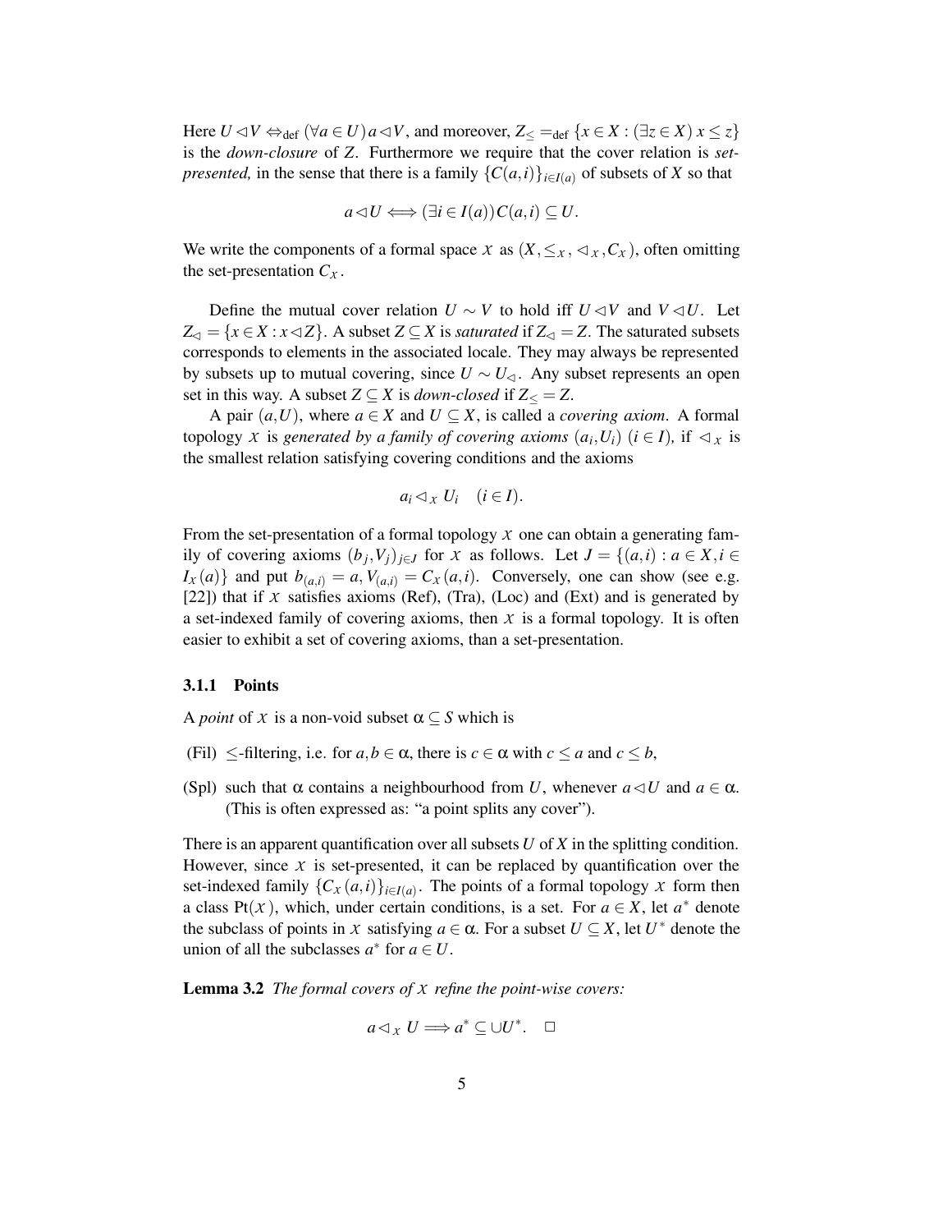Here $U \lhd V \Leftrightarrow_{\text{def}} (\forall a \in U)\, a \lhd V$, and moreover, $Z_{\leq} =_{\text{def}} \{x \in X : (\exists z \in X)\, x \leq z\}$ is the *down-closure* of $Z$. Furthermore we require that the cover relation is *set-presented,* in the sense that there is a family $\{C(a,i)\}_{i \in I(a)}$ of subsets of $X$ so that

$$a \lhd U \Longleftrightarrow (\exists i \in I(a))\, C(a,i) \subseteq U.$$

We write the components of a formal space $\mathcal{X}$ as $(X, \leq_{\mathcal{X}}, \lhd_{\mathcal{X}}, C_{\mathcal{X}})$, often omitting the set-presentation $C_{\mathcal{X}}$.

Define the mutual cover relation $U \sim V$ to hold iff $U \lhd V$ and $V \lhd U$. Let $Z_{\lhd} = \{x \in X : x \lhd Z\}$. A subset $Z \subseteq X$ is *saturated* if $Z_{\lhd} = Z$. The saturated subsets corresponds to elements in the associated locale. They may always be represented by subsets up to mutual covering, since $U \sim U_{\lhd}$. Any subset represents an open set in this way. A subset $Z \subseteq X$ is *down-closed* if $Z_{\leq} = Z$.

A pair $(a,U)$, where $a \in X$ and $U \subseteq X$, is called a *covering axiom*. A formal topology $\mathcal{X}$ is *generated by a family of covering axioms* $(a_i, U_i)$ $(i \in I)$, if $\lhd_{\mathcal{X}}$ is the smallest relation satisfying covering conditions and the axioms

$$a_i \lhd_{\mathcal{X}} U_i \quad (i \in I).$$

From the set-presentation of a formal topology $\mathcal{X}$ one can obtain a generating family of covering axioms $(b_j, V_j)_{j \in J}$ for $\mathcal{X}$ as follows. Let $J = \{(a,i) : a \in X, i \in I_{\mathcal{X}}(a)\}$ and put $b_{(a,i)} = a, V_{(a,i)} = C_{\mathcal{X}}(a,i)$. Conversely, one can show (see e.g. [22]) that if $\mathcal{X}$ satisfies axioms (Ref), (Tra), (Loc) and (Ext) and is generated by a set-indexed family of covering axioms, then $\mathcal{X}$ is a formal topology. It is often easier to exhibit a set of covering axioms, than a set-presentation.

### 3.1.1 Points

A *point* of $\mathcal{X}$ is a non-void subset $\alpha \subseteq S$ which is

(Fil) $\leq$-filtering, i.e. for $a, b \in \alpha$, there is $c \in \alpha$ with $c \leq a$ and $c \leq b$,

(Spl) such that $\alpha$ contains a neighbourhood from $U$, whenever $a \lhd U$ and $a \in \alpha$. (This is often expressed as: "a point splits any cover").

There is an apparent quantification over all subsets $U$ of $X$ in the splitting condition. However, since $\mathcal{X}$ is set-presented, it can be replaced by quantification over the set-indexed family $\{C_{\mathcal{X}}(a,i)\}_{i \in I(a)}$. The points of a formal topology $\mathcal{X}$ form then a class $\mathrm{Pt}(\mathcal{X})$, which, under certain conditions, is a set. For $a \in X$, let $a^*$ denote the subclass of points in $\mathcal{X}$ satisfying $a \in \alpha$. For a subset $U \subseteq X$, let $U^*$ denote the union of all the subclasses $a^*$ for $a \in U$.

**Lemma 3.2** *The formal covers of $\mathcal{X}$ refine the point-wise covers:*

$$a \lhd_{\mathcal{X}} U \Longrightarrow a^* \subseteq \cup U^*. \quad \square$$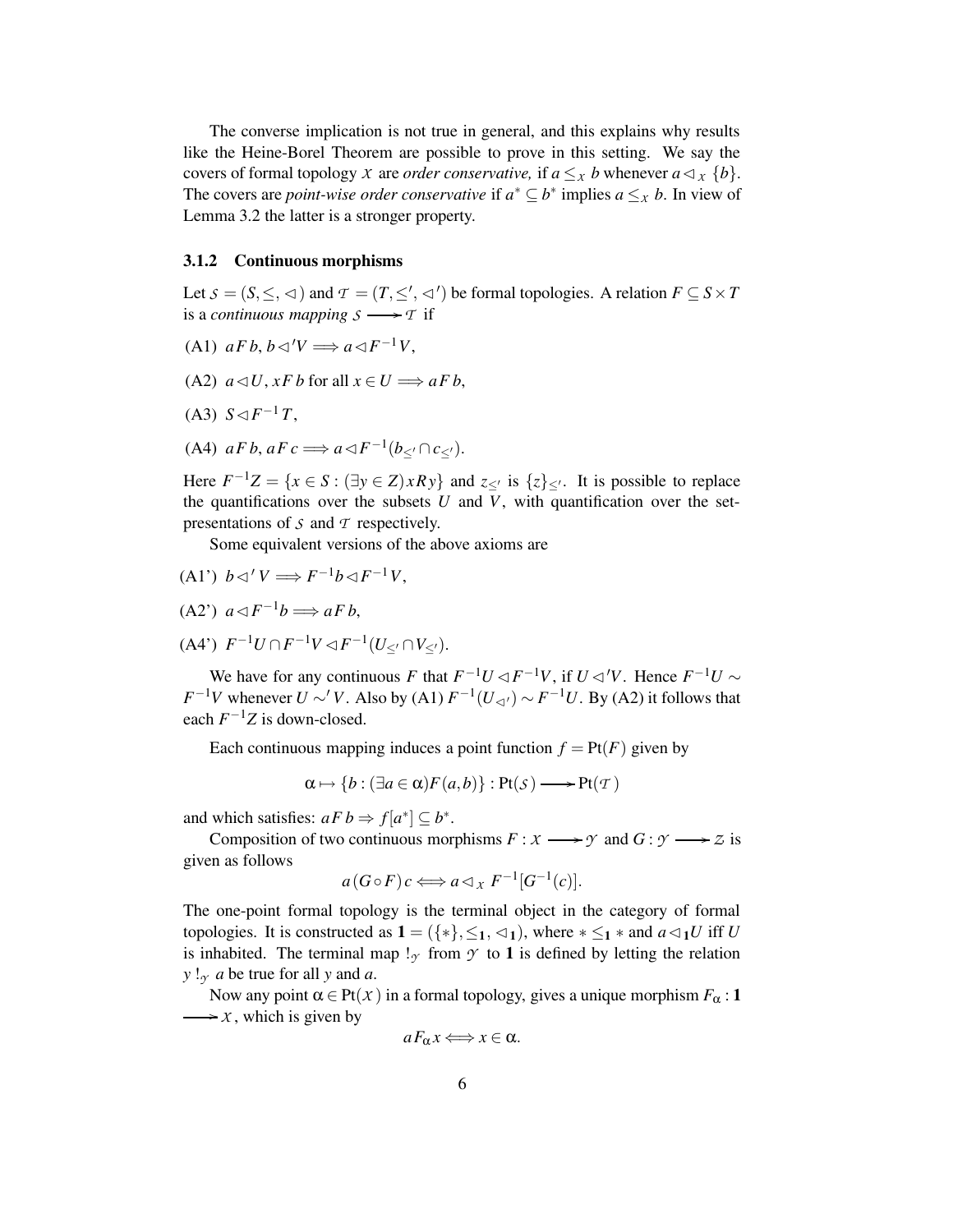The converse implication is not true in general, and this explains why results like the Heine-Borel Theorem are possible to prove in this setting. We say the covers of formal topology $\mathcal{X}$ are *order conservative,* if $a \leq_{\mathcal{X}} b$ whenever $a \lhd_{\mathcal{X}} \{b\}$. The covers are *point-wise order conservative* if $a^* \subseteq b^*$ implies $a \leq_{\mathcal{X}} b$. In view of Lemma 3.2 the latter is a stronger property.

### 3.1.2 Continuous morphisms

Let $\mathcal{S} = (S, \leq, \lhd)$ and $\mathcal{T} = (T, \leq', \lhd')$ be formal topologies. A relation $F \subseteq S \times T$ is a *continuous mapping* $\mathcal{S} \longrightarrow \mathcal{T}$ if

(A1) $a F b, b \lhd' V \Longrightarrow a \lhd F^{-1} V$,

(A2) $a \lhd U, x F b$ for all $x \in U \Longrightarrow a F b$,

(A3) $S \lhd F^{-1} T$,

(A4) $a F b, a F c \Longrightarrow a \lhd F^{-1}(b_{\leq'} \cap c_{\leq'})$.

Here $F^{-1}Z = \{x \in S : (\exists y \in Z) x R y\}$ and $z_{\leq'}$ is $\{z\}_{\leq'}$. It is possible to replace the quantifications over the subsets $U$ and $V$, with quantification over the set-presentations of $\mathcal{S}$ and $\mathcal{T}$ respectively.

Some equivalent versions of the above axioms are

(A1') $b \lhd' V \Longrightarrow F^{-1} b \lhd F^{-1} V$,

(A2') $a \lhd F^{-1} b \Longrightarrow a F b$,

(A4') $F^{-1} U \cap F^{-1} V \lhd F^{-1}(U_{\leq'} \cap V_{\leq'})$.

We have for any continuous $F$ that $F^{-1}U \lhd F^{-1}V$, if $U \lhd' V$. Hence $F^{-1}U \sim F^{-1}V$ whenever $U \sim' V$. Also by (A1) $F^{-1}(U_{\lhd'}) \sim F^{-1}U$. By (A2) it follows that each $F^{-1}Z$ is down-closed.

Each continuous mapping induces a point function $f = \mathrm{Pt}(F)$ given by

$$\alpha \mapsto \{b : (\exists a \in \alpha) F(a,b)\} : \mathrm{Pt}(\mathcal{S}) \longrightarrow \mathrm{Pt}(\mathcal{T})$$

and which satisfies: $a F b \Rightarrow f[a^*] \subseteq b^*$.

Composition of two continuous morphisms $F : \mathcal{X} \longrightarrow \mathcal{Y}$ and $G : \mathcal{Y} \longrightarrow \mathcal{Z}$ is given as follows

$$a (G \circ F) c \Longleftrightarrow a \lhd_{\mathcal{X}} F^{-1}[G^{-1}(c)].$$

The one-point formal topology is the terminal object in the category of formal topologies. It is constructed as $\mathbf{1} = (\{*\}, \leq_{\mathbf{1}}, \lhd_{\mathbf{1}})$, where $* \leq_{\mathbf{1}} *$ and $a \lhd_{\mathbf{1}} U$ iff $U$ is inhabited. The terminal map $!_{\mathcal{Y}}$ from $\mathcal{Y}$ to $\mathbf{1}$ is defined by letting the relation $y \, !_{\mathcal{Y}} \, a$ be true for all $y$ and $a$.

Now any point $\alpha \in \mathrm{Pt}(\mathcal{X})$ in a formal topology, gives a unique morphism $F_\alpha : \mathbf{1} \longrightarrow \mathcal{X}$, which is given by

$$a F_\alpha x \Longleftrightarrow x \in \alpha.$$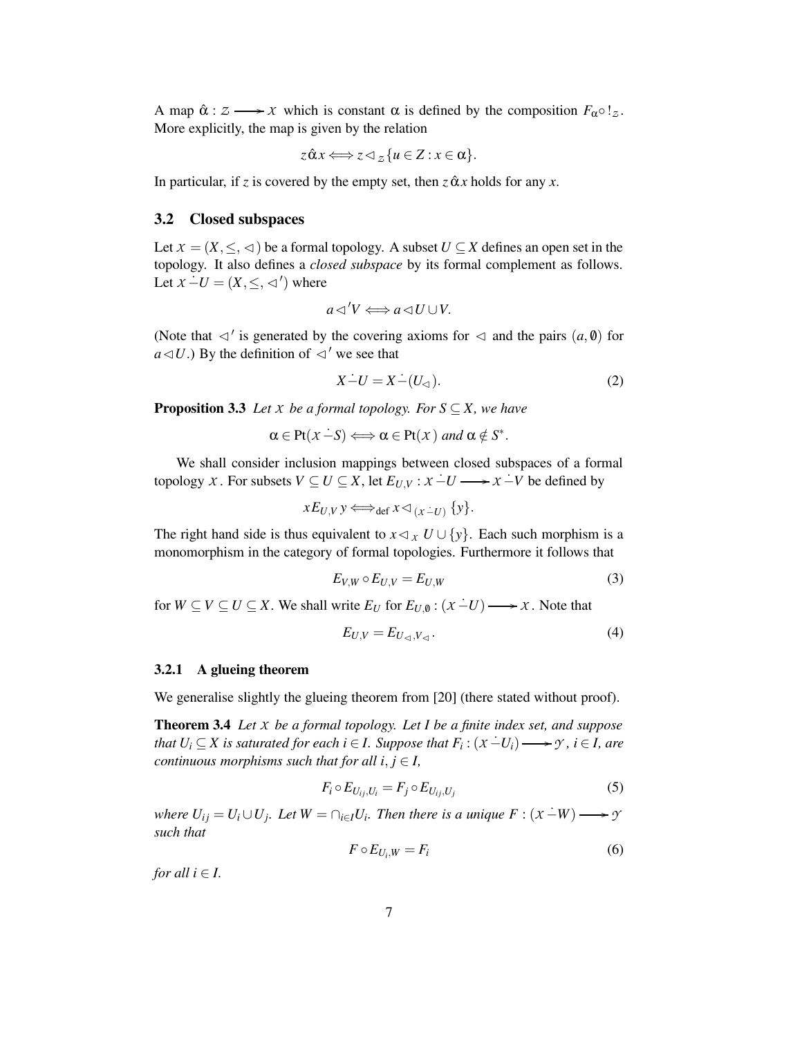A map $\hat{\alpha} : \mathcal{Z} \longrightarrow \mathcal{X}$ which is constant $\alpha$ is defined by the composition $F_\alpha \circ !_\mathcal{Z}$. More explicitly, the map is given by the relation

$$z \,\hat{\alpha}\, x \Longleftrightarrow z \lhd_\mathcal{Z} \{u \in Z : x \in \alpha\}.$$

In particular, if $z$ is covered by the empty set, then $z \,\hat{\alpha}\, x$ holds for any $x$.

## 3.2 Closed subspaces

Let $\mathcal{X} = (X, \leq, \lhd)$ be a formal topology. A subset $U \subseteq X$ defines an open set in the topology. It also defines a *closed subspace* by its formal complement as follows. Let $\mathcal{X} \dot{-} U = (X, \leq, \lhd')$ where

$$a \lhd' V \Longleftrightarrow a \lhd U \cup V.$$

(Note that $\lhd'$ is generated by the covering axioms for $\lhd$ and the pairs $(a, \emptyset)$ for $a \lhd U$.) By the definition of $\lhd'$ we see that

$$X \dot{-} U = X \dot{-} (U_\lhd). \tag{2}$$

**Proposition 3.3** *Let $\mathcal{X}$ be a formal topology. For $S \subseteq X$, we have*

$$\alpha \in \mathrm{Pt}(\mathcal{X} \dot{-} S) \Longleftrightarrow \alpha \in \mathrm{Pt}(\mathcal{X}) \text{ and } \alpha \notin S^*.$$

We shall consider inclusion mappings between closed subspaces of a formal topology $\mathcal{X}$. For subsets $V \subseteq U \subseteq X$, let $E_{U,V} : \mathcal{X} \dot{-} U \longrightarrow \mathcal{X} \dot{-} V$ be defined by

$$x E_{U,V}\, y \Longleftrightarrow_{\mathrm{def}} x \lhd_{(\mathcal{X} \dot{-} U)} \{y\}.$$

The right hand side is thus equivalent to $x \lhd_\mathcal{X} U \cup \{y\}$. Each such morphism is a monomorphism in the category of formal topologies. Furthermore it follows that

$$E_{V,W} \circ E_{U,V} = E_{U,W} \tag{3}$$

for $W \subseteq V \subseteq U \subseteq X$. We shall write $E_U$ for $E_{U,\emptyset} : (\mathcal{X} \dot{-} U) \longrightarrow \mathcal{X}$. Note that

$$E_{U,V} = E_{U_\lhd, V_\lhd}. \tag{4}$$

### 3.2.1 A glueing theorem

We generalise slightly the glueing theorem from [20] (there stated without proof).

**Theorem 3.4** *Let $\mathcal{X}$ be a formal topology. Let $I$ be a finite index set, and suppose that $U_i \subseteq X$ is saturated for each $i \in I$. Suppose that $F_i : (\mathcal{X} \dot{-} U_i) \longrightarrow \mathcal{Y}$, $i \in I$, are continuous morphisms such that for all $i, j \in I$,*

$$F_i \circ E_{U_{ij}, U_i} = F_j \circ E_{U_{ij}, U_j} \tag{5}$$

*where $U_{ij} = U_i \cup U_j$. Let $W = \cap_{i \in I} U_i$. Then there is a unique $F : (\mathcal{X} \dot{-} W) \longrightarrow \mathcal{Y}$ such that*

$$F \circ E_{U_i, W} = F_i \tag{6}$$

*for all $i \in I$.*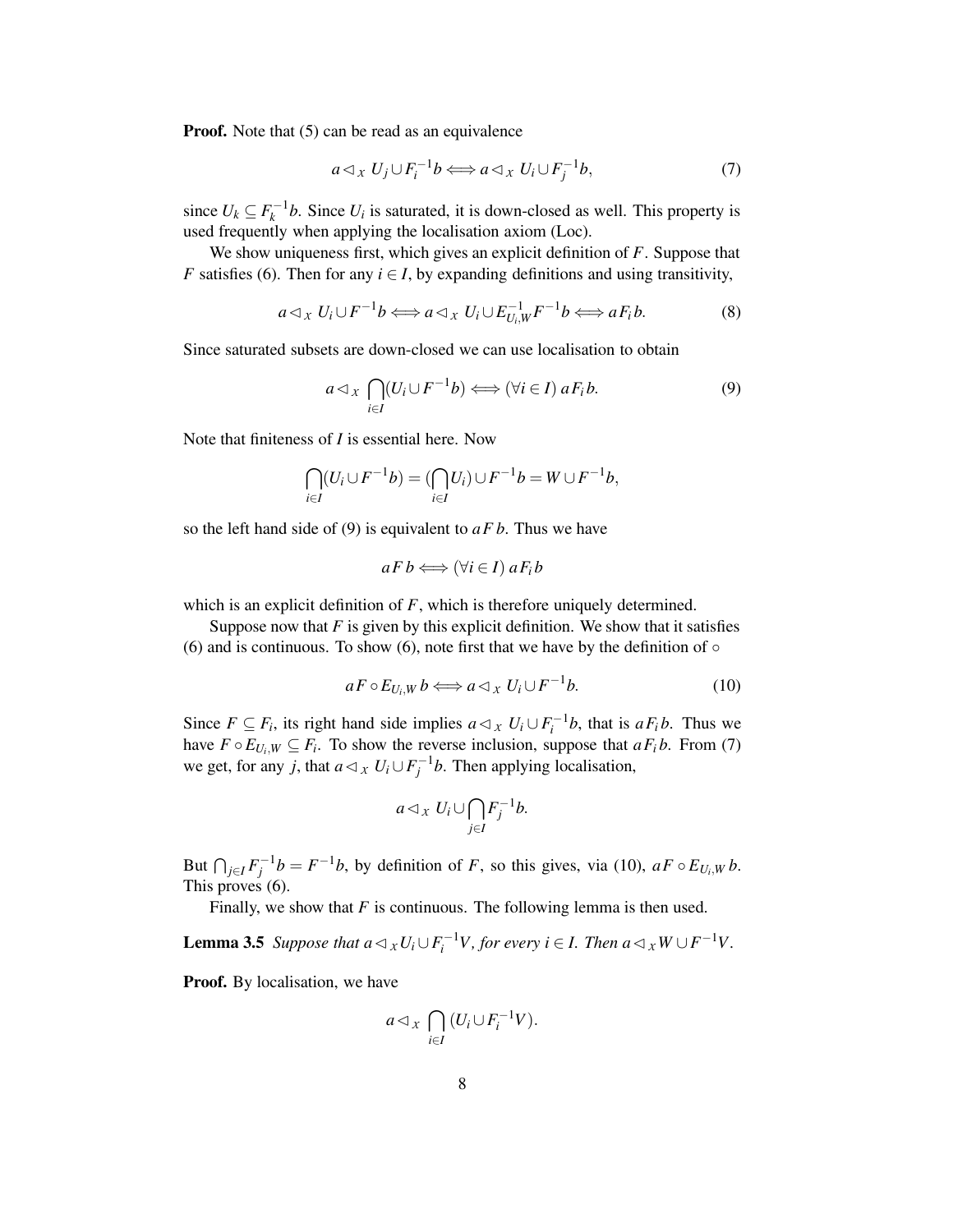**Proof.** Note that (5) can be read as an equivalence

$$a \lhd_X U_j \cup F_i^{-1} b \Longleftrightarrow a \lhd_X U_i \cup F_j^{-1} b, \tag{7}$$

since $U_k \subseteq F_k^{-1} b$. Since $U_i$ is saturated, it is down-closed as well. This property is used frequently when applying the localisation axiom (Loc).

We show uniqueness first, which gives an explicit definition of $F$. Suppose that $F$ satisfies (6). Then for any $i \in I$, by expanding definitions and using transitivity,

$$a \lhd_X U_i \cup F^{-1} b \Longleftrightarrow a \lhd_X U_i \cup E_{U_i,W}^{-1} F^{-1} b \Longleftrightarrow a F_i b. \tag{8}$$

Since saturated subsets are down-closed we can use localisation to obtain

$$a \lhd_X \bigcap_{i \in I} (U_i \cup F^{-1} b) \Longleftrightarrow (\forall i \in I)\, a F_i b. \tag{9}$$

Note that finiteness of $I$ is essential here. Now

$$\bigcap_{i \in I} (U_i \cup F^{-1} b) = (\bigcap_{i \in I} U_i) \cup F^{-1} b = W \cup F^{-1} b,$$

so the left hand side of (9) is equivalent to $a F b$. Thus we have

$$a F b \Longleftrightarrow (\forall i \in I)\, a F_i b$$

which is an explicit definition of $F$, which is therefore uniquely determined.

Suppose now that $F$ is given by this explicit definition. We show that it satisfies (6) and is continuous. To show (6), note first that we have by the definition of $\circ$

$$a F \circ E_{U_i,W}\, b \Longleftrightarrow a \lhd_X U_i \cup F^{-1} b. \tag{10}$$

Since $F \subseteq F_i$, its right hand side implies $a \lhd_X U_i \cup F_i^{-1} b$, that is $a F_i b$. Thus we have $F \circ E_{U_i,W} \subseteq F_i$. To show the reverse inclusion, suppose that $a F_i b$. From (7) we get, for any $j$, that $a \lhd_X U_i \cup F_j^{-1} b$. Then applying localisation,

$$a \lhd_X U_i \cup \bigcap_{j \in I} F_j^{-1} b.$$

But $\bigcap_{j \in I} F_j^{-1} b = F^{-1} b$, by definition of $F$, so this gives, via (10), $a F \circ E_{U_i,W}\, b$. This proves (6).

Finally, we show that $F$ is continuous. The following lemma is then used.

**Lemma 3.5** *Suppose that $a \lhd_X U_i \cup F_i^{-1} V$, for every $i \in I$. Then $a \lhd_X W \cup F^{-1} V$.*

**Proof.** By localisation, we have

$$a \lhd_X \bigcap_{i \in I} (U_i \cup F_i^{-1} V).$$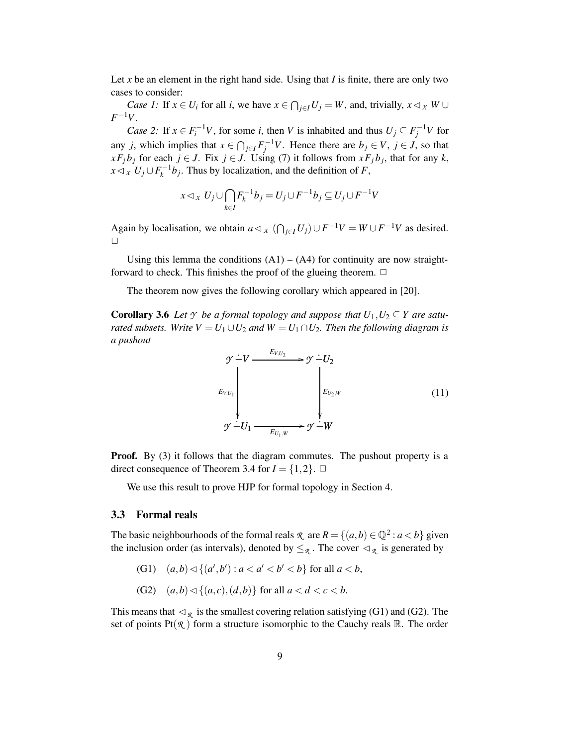Let $x$ be an element in the right hand side. Using that $I$ is finite, there are only two cases to consider:

*Case 1:* If $x \in U_i$ for all $i$, we have $x \in \bigcap_{j\in I} U_j = W$, and, trivially, $x \lhd_X W \cup F^{-1}V$.

*Case 2:* If $x \in F_i^{-1}V$, for some $i$, then $V$ is inhabited and thus $U_j \subseteq F_j^{-1}V$ for any $j$, which implies that $x \in \bigcap_{j\in I} F_j^{-1}V$. Hence there are $b_j \in V$, $j \in J$, so that $xF_j b_j$ for each $j \in J$. Fix $j \in J$. Using (7) it follows from $xF_j b_j$, that for any $k$, $x \lhd_X U_j \cup F_k^{-1} b_j$. Thus by localization, and the definition of $F$,

$$x \lhd_X U_j \cup \bigcap_{k\in I} F_k^{-1} b_j = U_j \cup F^{-1} b_j \subseteq U_j \cup F^{-1}V$$

Again by localisation, we obtain $a \lhd_X (\bigcap_{j\in I} U_j) \cup F^{-1}V = W \cup F^{-1}V$ as desired. □

Using this lemma the conditions (A1) – (A4) for continuity are now straightforward to check. This finishes the proof of the glueing theorem. □

The theorem now gives the following corollary which appeared in [20].

**Corollary 3.6** *Let $\mathcal{Y}$ be a formal topology and suppose that $U_1, U_2 \subseteq Y$ are saturated subsets. Write $V = U_1 \cup U_2$ and $W = U_1 \cap U_2$. Then the following diagram is a pushout*

$$\begin{array}{ccc}
\mathcal{Y} \dot{-} V & \xrightarrow{E_{V,U_2}} & \mathcal{Y} \dot{-} U_2 \\
\big\downarrow {\scriptstyle E_{V,U_1}} & & \big\downarrow {\scriptstyle E_{U_2,W}} \\
\mathcal{Y} \dot{-} U_1 & \xrightarrow[E_{U_1,W}]{} & \mathcal{Y} \dot{-} W
\end{array} \tag{11}$$

**Proof.** By (3) it follows that the diagram commutes. The pushout property is a direct consequence of Theorem 3.4 for $I = \{1,2\}$. □

We use this result to prove HJP for formal topology in Section 4.

### 3.3 Formal reals

The basic neighbourhoods of the formal reals $\mathcal{R}$ are $R = \{(a,b) \in \mathbb{Q}^2 : a < b\}$ given the inclusion order (as intervals), denoted by $\leq_{\mathcal{R}}$. The cover $\lhd_{\mathcal{R}}$ is generated by

(G1) $(a,b) \lhd \{(a',b') : a < a' < b' < b\}$ for all $a < b$,

(G2) $(a,b) \lhd \{(a,c),(d,b)\}$ for all $a < d < c < b$.

This means that $\lhd_{\mathcal{R}}$ is the smallest covering relation satisfying (G1) and (G2). The set of points $\mathrm{Pt}(\mathcal{R})$ form a structure isomorphic to the Cauchy reals $\mathbb{R}$. The order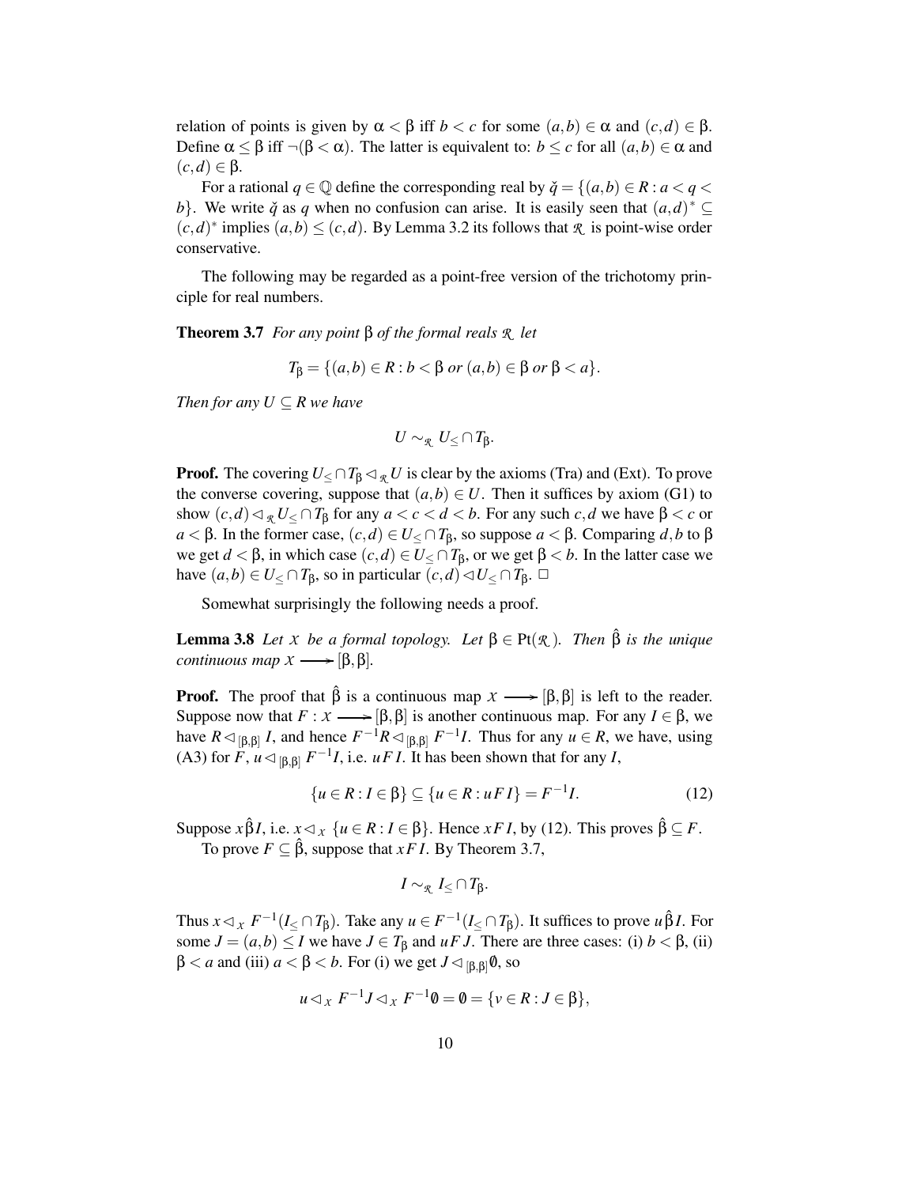relation of points is given by $\alpha < \beta$ iff $b < c$ for some $(a,b) \in \alpha$ and $(c,d) \in \beta$. Define $\alpha \leq \beta$ iff $\neg(\beta < \alpha)$. The latter is equivalent to: $b \leq c$ for all $(a,b) \in \alpha$ and $(c,d) \in \beta$.

For a rational $q \in \mathbb{Q}$ define the corresponding real by $\check{q} = \{(a,b) \in R : a < q < b\}$. We write $\check{q}$ as $q$ when no confusion can arise. It is easily seen that $(a,d)^* \subseteq (c,d)^*$ implies $(a,b) \leq (c,d)$. By Lemma 3.2 its follows that $\mathcal{R}$ is point-wise order conservative.

The following may be regarded as a point-free version of the trichotomy principle for real numbers.

**Theorem 3.7** *For any point* $\beta$ *of the formal reals* $\mathcal{R}$ *let*

$$T_\beta = \{(a,b) \in R : b < \beta \text{ or } (a,b) \in \beta \text{ or } \beta < a\}.$$

*Then for any* $U \subseteq R$ *we have*

$$U \sim_{\mathcal{R}} U_{\leq} \cap T_\beta.$$

**Proof.** The covering $U_{\leq} \cap T_\beta \lhd_{\mathcal{R}} U$ is clear by the axioms (Tra) and (Ext). To prove the converse covering, suppose that $(a,b) \in U$. Then it suffices by axiom (G1) to show $(c,d) \lhd_{\mathcal{R}} U_{\leq} \cap T_\beta$ for any $a < c < d < b$. For any such $c,d$ we have $\beta < c$ or $a < \beta$. In the former case, $(c,d) \in U_{\leq} \cap T_\beta$, so suppose $a < \beta$. Comparing $d,b$ to $\beta$ we get $d < \beta$, in which case $(c,d) \in U_{\leq} \cap T_\beta$, or we get $\beta < b$. In the latter case we have $(a,b) \in U_{\leq} \cap T_\beta$, so in particular $(c,d) \lhd U_{\leq} \cap T_\beta$. $\square$

Somewhat surprisingly the following needs a proof.

**Lemma 3.8** *Let* $\mathcal{X}$ *be a formal topology. Let* $\beta \in \mathrm{Pt}(\mathcal{R})$. *Then* $\hat{\beta}$ *is the unique continuous map* $\mathcal{X} \longrightarrow [\beta,\beta]$.

**Proof.** The proof that $\hat{\beta}$ is a continuous map $\mathcal{X} \longrightarrow [\beta,\beta]$ is left to the reader. Suppose now that $F : \mathcal{X} \longrightarrow [\beta,\beta]$ is another continuous map. For any $I \in \beta$, we have $R \lhd_{[\beta,\beta]} I$, and hence $F^{-1}R \lhd_{[\beta,\beta]} F^{-1}I$. Thus for any $u \in R$, we have, using (A3) for $F$, $u \lhd_{[\beta,\beta]} F^{-1}I$, i.e. $u F I$. It has been shown that for any $I$,

$$\{u \in R : I \in \beta\} \subseteq \{u \in R : u F I\} = F^{-1}I. \tag{12}$$

Suppose $x \hat{\beta} I$, i.e. $x \lhd_{\mathcal{X}} \{u \in R : I \in \beta\}$. Hence $x F I$, by (12). This proves $\hat{\beta} \subseteq F$.

To prove $F \subseteq \hat{\beta}$, suppose that $x F I$. By Theorem 3.7,

$$I \sim_{\mathcal{R}} I_{\leq} \cap T_\beta.$$

Thus $x \lhd_{\mathcal{X}} F^{-1}(I_{\leq} \cap T_\beta)$. Take any $u \in F^{-1}(I_{\leq} \cap T_\beta)$. It suffices to prove $u \hat{\beta} I$. For some $J = (a,b) \leq I$ we have $J \in T_\beta$ and $u F J$. There are three cases: (i) $b < \beta$, (ii) $\beta < a$ and (iii) $a < \beta < b$. For (i) we get $J \lhd_{[\beta,\beta]} \emptyset$, so

$$u \lhd_{\mathcal{X}} F^{-1}J \lhd_{\mathcal{X}} F^{-1}\emptyset = \emptyset = \{v \in R : J \in \beta\},$$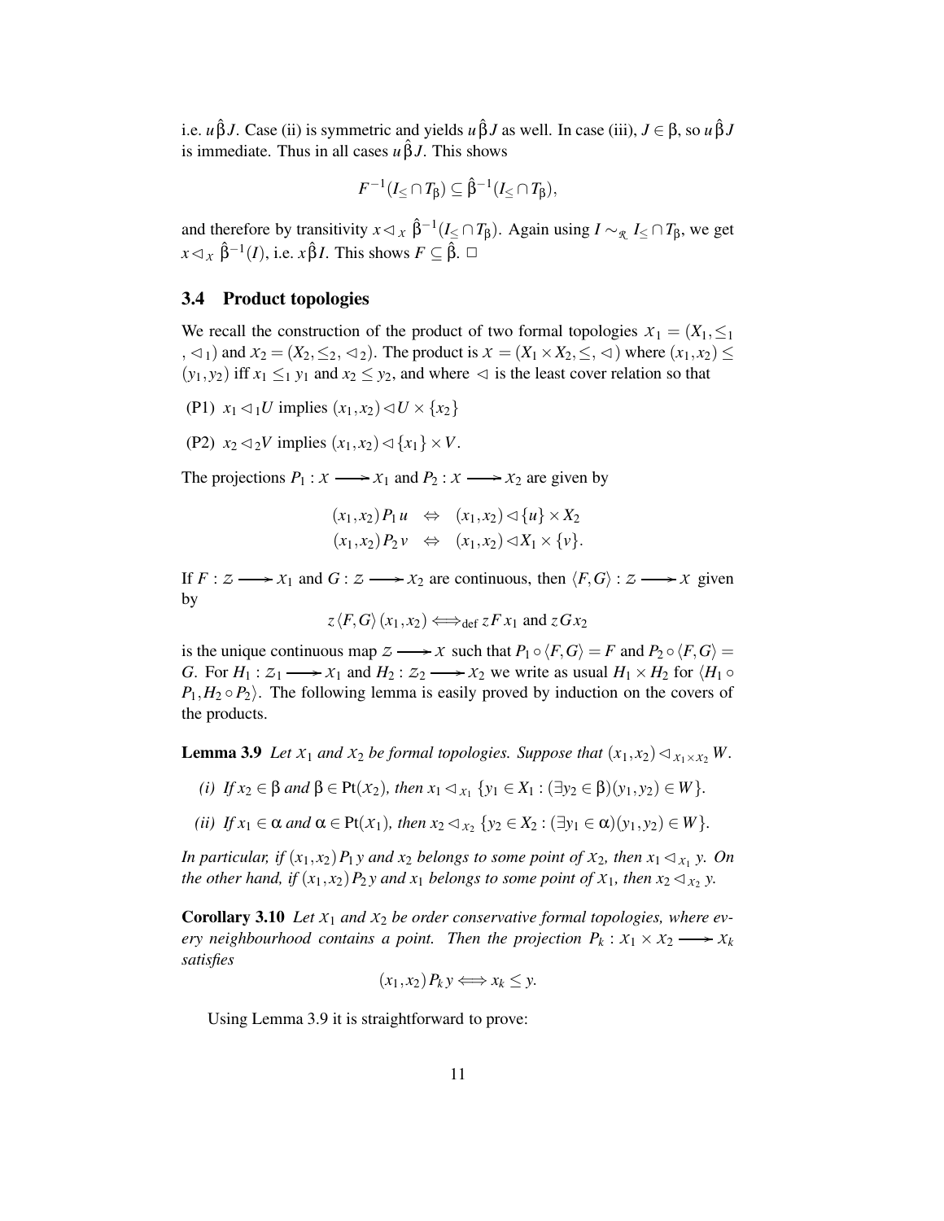i.e. $u\,\hat{\beta}\,J$. Case (ii) is symmetric and yields $u\,\hat{\beta}\,J$ as well. In case (iii), $J \in \beta$, so $u\,\hat{\beta}\,J$ is immediate. Thus in all cases $u\,\hat{\beta}\,J$. This shows

$$F^{-1}(I_{\leq} \cap T_{\beta}) \subseteq \hat{\beta}^{-1}(I_{\leq} \cap T_{\beta}),$$

and therefore by transitivity $x \lhd_{\mathcal{X}} \hat{\beta}^{-1}(I_{\leq} \cap T_{\beta})$. Again using $I \sim_{\mathcal{R}} I_{\leq} \cap T_{\beta}$, we get $x \lhd_{\mathcal{X}} \hat{\beta}^{-1}(I)$, i.e. $x\,\hat{\beta}\,I$. This shows $F \subseteq \hat{\beta}$. $\Box$

### 3.4 Product topologies

We recall the construction of the product of two formal topologies $\mathcal{X}_1 = (X_1, \leq_1, \lhd_1)$ and $\mathcal{X}_2 = (X_2, \leq_2, \lhd_2)$. The product is $\mathcal{X} = (X_1 \times X_2, \leq, \lhd)$ where $(x_1, x_2) \leq (y_1, y_2)$ iff $x_1 \leq_1 y_1$ and $x_2 \leq y_2$, and where $\lhd$ is the least cover relation so that

(P1) $x_1 \lhd_1 U$ implies $(x_1, x_2) \lhd U \times \{x_2\}$

(P2) $x_2 \lhd_2 V$ implies $(x_1, x_2) \lhd \{x_1\} \times V$.

The projections $P_1 : \mathcal{X} \longrightarrow \mathcal{X}_1$ and $P_2 : \mathcal{X} \longrightarrow \mathcal{X}_2$ are given by

$$\begin{aligned}
(x_1, x_2)\, P_1\, u &\iff (x_1, x_2) \lhd \{u\} \times X_2 \\
(x_1, x_2)\, P_2\, v &\iff (x_1, x_2) \lhd X_1 \times \{v\}.
\end{aligned}$$

If $F : \mathcal{Z} \longrightarrow \mathcal{X}_1$ and $G : \mathcal{Z} \longrightarrow \mathcal{X}_2$ are continuous, then $\langle F, G \rangle : \mathcal{Z} \longrightarrow \mathcal{X}$ given by

$$z\, \langle F, G \rangle\, (x_1, x_2) \Longleftrightarrow_{\text{def}} z\, F\, x_1 \text{ and } z\, G\, x_2$$

is the unique continuous map $\mathcal{Z} \longrightarrow \mathcal{X}$ such that $P_1 \circ \langle F, G \rangle = F$ and $P_2 \circ \langle F, G \rangle = G$. For $H_1 : \mathcal{Z}_1 \longrightarrow \mathcal{X}_1$ and $H_2 : \mathcal{Z}_2 \longrightarrow \mathcal{X}_2$ we write as usual $H_1 \times H_2$ for $\langle H_1 \circ P_1, H_2 \circ P_2 \rangle$. The following lemma is easily proved by induction on the covers of the products.

**Lemma 3.9** *Let $\mathcal{X}_1$ and $\mathcal{X}_2$ be formal topologies. Suppose that $(x_1, x_2) \lhd_{\mathcal{X}_1 \times \mathcal{X}_2} W$.*

*(i) If $x_2 \in \beta$ and $\beta \in \mathrm{Pt}(\mathcal{X}_2)$, then $x_1 \lhd_{\mathcal{X}_1} \{y_1 \in X_1 : (\exists y_2 \in \beta)(y_1, y_2) \in W\}$.*

*(ii) If $x_1 \in \alpha$ and $\alpha \in \mathrm{Pt}(\mathcal{X}_1)$, then $x_2 \lhd_{\mathcal{X}_2} \{y_2 \in X_2 : (\exists y_1 \in \alpha)(y_1, y_2) \in W\}$.*

*In particular, if $(x_1, x_2)\, P_1\, y$ and $x_2$ belongs to some point of $\mathcal{X}_2$, then $x_1 \lhd_{\mathcal{X}_1} y$. On the other hand, if $(x_1, x_2)\, P_2\, y$ and $x_1$ belongs to some point of $\mathcal{X}_1$, then $x_2 \lhd_{\mathcal{X}_2} y$.*

**Corollary 3.10** *Let $\mathcal{X}_1$ and $\mathcal{X}_2$ be order conservative formal topologies, where every neighbourhood contains a point. Then the projection $P_k : \mathcal{X}_1 \times \mathcal{X}_2 \longrightarrow \mathcal{X}_k$ satisfies*

$$(x_1, x_2)\, P_k\, y \Longleftrightarrow x_k \leq y.$$

Using Lemma 3.9 it is straightforward to prove: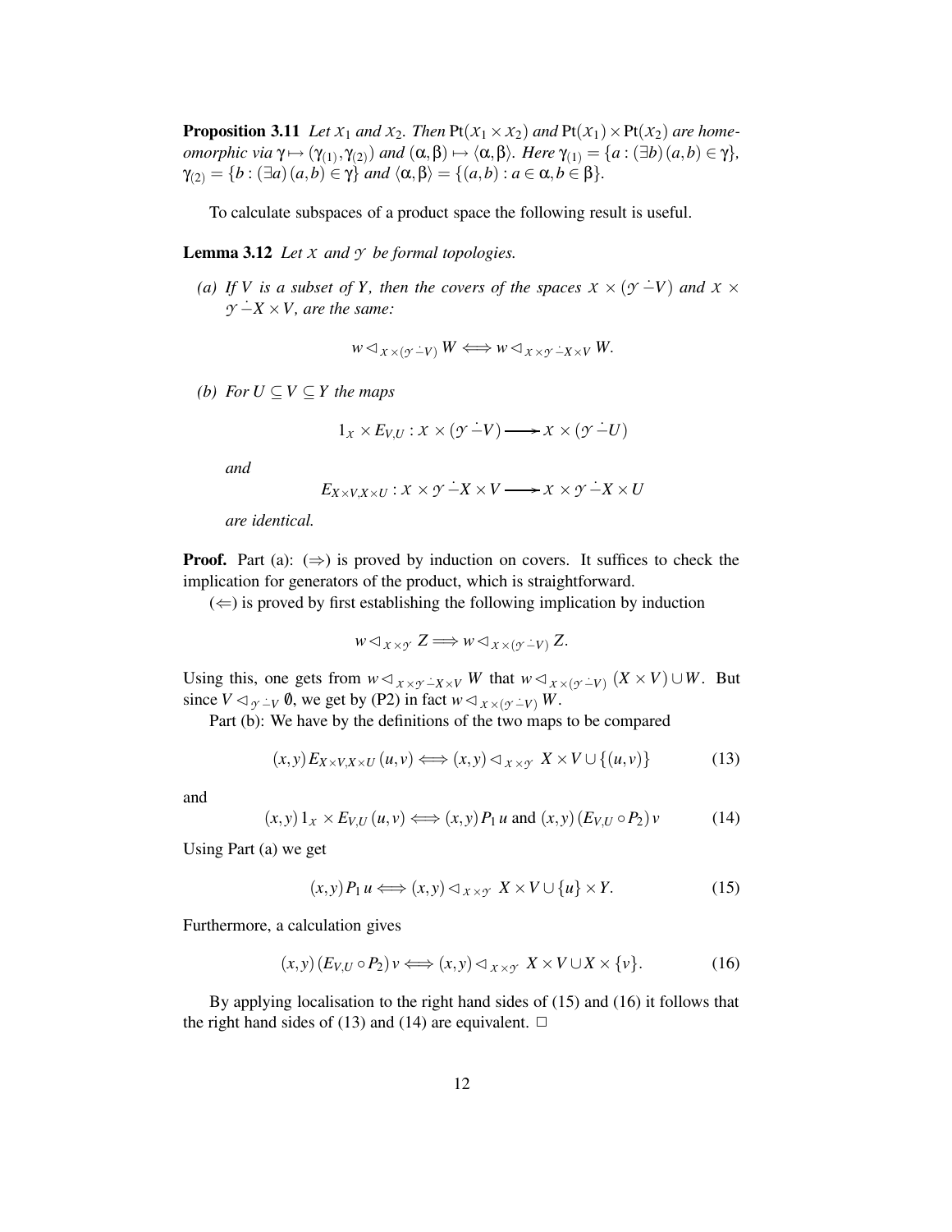**Proposition 3.11** *Let $\mathcal{X}_1$ and $\mathcal{X}_2$. Then* $\mathrm{Pt}(\mathcal{X}_1 \times \mathcal{X}_2)$ *and* $\mathrm{Pt}(\mathcal{X}_1) \times \mathrm{Pt}(\mathcal{X}_2)$ *are homeomorphic via* $\gamma \mapsto (\gamma_{(1)}, \gamma_{(2)})$ *and* $(\alpha, \beta) \mapsto \langle \alpha, \beta \rangle$. *Here* $\gamma_{(1)} = \{a : (\exists b)\,(a,b) \in \gamma\}$, $\gamma_{(2)} = \{b : (\exists a)\,(a,b) \in \gamma\}$ *and* $\langle \alpha, \beta \rangle = \{(a,b) : a \in \alpha, b \in \beta\}$.

To calculate subspaces of a product space the following result is useful.

**Lemma 3.12** *Let $\mathcal{X}$ and $\mathcal{Y}$ be formal topologies.*

*(a) If $V$ is a subset of $Y$, then the covers of the spaces $\mathcal{X} \times (\mathcal{Y} \dot{-} V)$ and $\mathcal{X} \times \mathcal{Y} \dot{-} X \times V$, are the same:*

$$w \lhd_{\mathcal{X} \times (\mathcal{Y} \dot{-} V)} W \Longleftrightarrow w \lhd_{\mathcal{X} \times \mathcal{Y} \dot{-} X \times V} W.$$

*(b) For $U \subseteq V \subseteq Y$ the maps*

$$1_{\mathcal{X}} \times E_{V,U} : \mathcal{X} \times (\mathcal{Y} \dot{-} V) \longrightarrow \mathcal{X} \times (\mathcal{Y} \dot{-} U)$$

*and*

$$E_{X \times V, X \times U} : \mathcal{X} \times \mathcal{Y} \dot{-} X \times V \longrightarrow \mathcal{X} \times \mathcal{Y} \dot{-} X \times U$$

*are identical.*

**Proof.** Part (a): $(\Rightarrow)$ is proved by induction on covers. It suffices to check the implication for generators of the product, which is straightforward.

$(\Leftarrow)$ is proved by first establishing the following implication by induction

$$w \lhd_{\mathcal{X} \times \mathcal{Y}} Z \Longrightarrow w \lhd_{\mathcal{X} \times (\mathcal{Y} \dot{-} V)} Z.$$

Using this, one gets from $w \lhd_{\mathcal{X} \times \mathcal{Y} \dot{-} X \times V} W$ that $w \lhd_{\mathcal{X} \times (\mathcal{Y} \dot{-} V)} (X \times V) \cup W$. But since $V \lhd_{\mathcal{Y} \dot{-} V} \emptyset$, we get by (P2) in fact $w \lhd_{\mathcal{X} \times (\mathcal{Y} \dot{-} V)} W$.

Part (b): We have by the definitions of the two maps to be compared

$$(x,y)\, E_{X \times V, X \times U}\, (u,v) \Longleftrightarrow (x,y) \lhd_{\mathcal{X} \times \mathcal{Y}} X \times V \cup \{(u,v)\} \tag{13}$$

and

$$(x,y)\, 1_{\mathcal{X}} \times E_{V,U}\, (u,v) \Longleftrightarrow (x,y)\, P_1\, u \text{ and } (x,y)\, (E_{V,U} \circ P_2)\, v \tag{14}$$

Using Part (a) we get

$$(x,y)\, P_1\, u \Longleftrightarrow (x,y) \lhd_{\mathcal{X} \times \mathcal{Y}} X \times V \cup \{u\} \times Y. \tag{15}$$

Furthermore, a calculation gives

$$(x,y)\, (E_{V,U} \circ P_2)\, v \Longleftrightarrow (x,y) \lhd_{\mathcal{X} \times \mathcal{Y}} X \times V \cup X \times \{v\}. \tag{16}$$

By applying localisation to the right hand sides of (15) and (16) it follows that the right hand sides of (13) and (14) are equivalent. $\Box$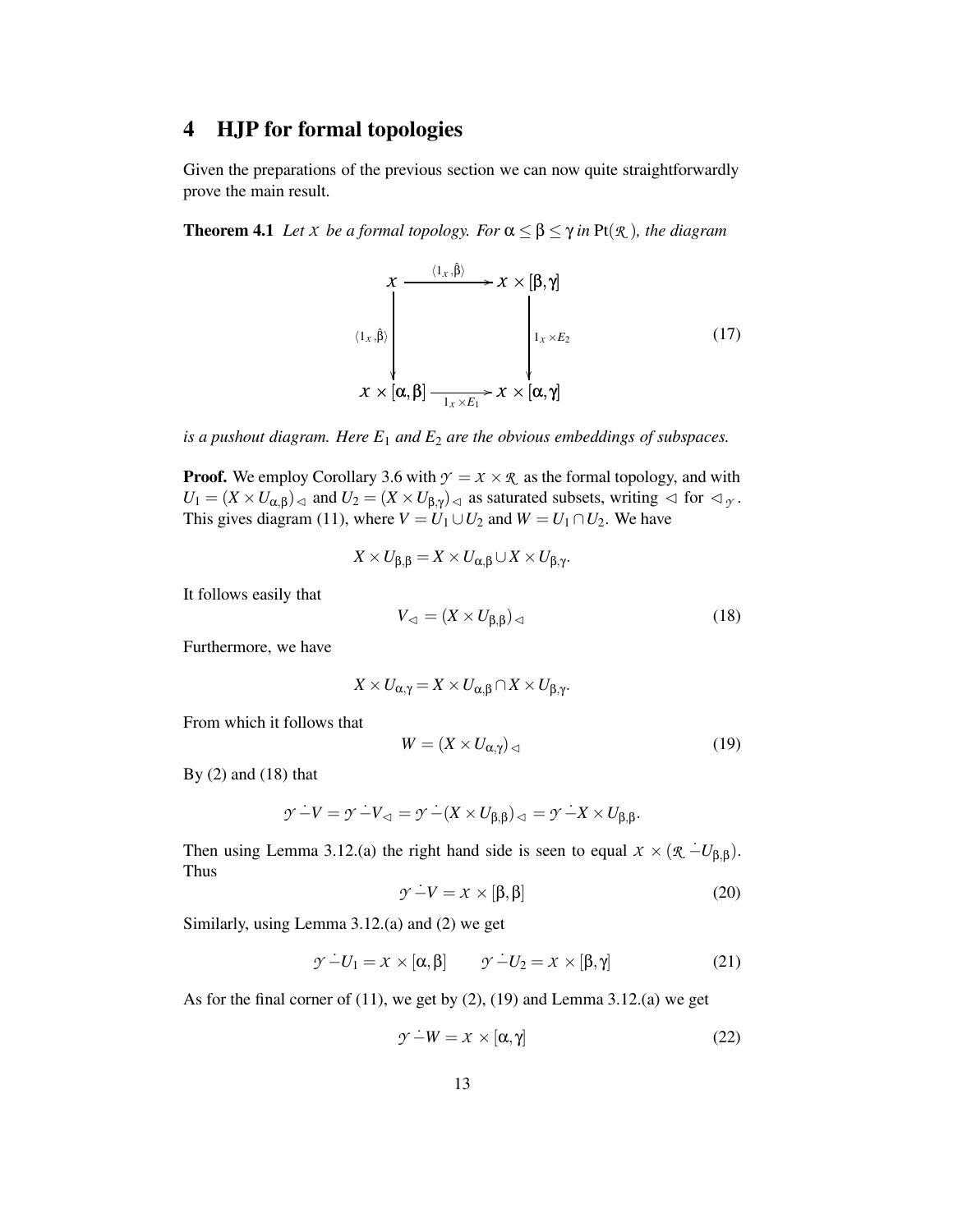## 4 HJP for formal topologies

Given the preparations of the previous section we can now quite straightforwardly prove the main result.

**Theorem 4.1** *Let $\mathcal{X}$ be a formal topology. For $\alpha \leq \beta \leq \gamma$ in $\mathrm{Pt}(\mathcal{R})$, the diagram*

$$\begin{array}{ccc} \mathcal{X} & \xrightarrow{\langle 1_{\mathcal{X}}, \hat{\beta}\rangle} & \mathcal{X} \times [\beta,\gamma] \\ {\scriptstyle \langle 1_{\mathcal{X}}, \hat{\beta}\rangle}\downarrow & & \downarrow{\scriptstyle 1_{\mathcal{X}} \times E_2} \\ \mathcal{X} \times [\alpha,\beta] & \xrightarrow[1_{\mathcal{X}} \times E_1]{} & \mathcal{X} \times [\alpha,\gamma] \end{array} \tag{17}$$

*is a pushout diagram. Here $E_1$ and $E_2$ are the obvious embeddings of subspaces.*

**Proof.** We employ Corollary 3.6 with $\mathcal{Y} = \mathcal{X} \times \mathcal{R}$ as the formal topology, and with $U_1 = (X \times U_{\alpha,\beta})_{\lhd}$ and $U_2 = (X \times U_{\beta,\gamma})_{\lhd}$ as saturated subsets, writing $\lhd$ for $\lhd_{\mathcal{Y}}$. This gives diagram (11), where $V = U_1 \cup U_2$ and $W = U_1 \cap U_2$. We have

$$X \times U_{\beta,\beta} = X \times U_{\alpha,\beta} \cup X \times U_{\beta,\gamma}.$$

It follows easily that

$$V_{\lhd} = (X \times U_{\beta,\beta})_{\lhd} \tag{18}$$

Furthermore, we have

$$X \times U_{\alpha,\gamma} = X \times U_{\alpha,\beta} \cap X \times U_{\beta,\gamma}.$$

From which it follows that

$$W = (X \times U_{\alpha,\gamma})_{\lhd} \tag{19}$$

By (2) and (18) that

$$\mathcal{Y} \dot{-} V = \mathcal{Y} \dot{-} V_{\lhd} = \mathcal{Y} \dot{-} (X \times U_{\beta,\beta})_{\lhd} = \mathcal{Y} \dot{-} X \times U_{\beta,\beta}.$$

Then using Lemma 3.12.(a) the right hand side is seen to equal $\mathcal{X} \times (\mathcal{R} \dot{-} U_{\beta,\beta})$. Thus

$$\mathcal{Y} \dot{-} V = \mathcal{X} \times [\beta,\beta] \tag{20}$$

Similarly, using Lemma 3.12.(a) and (2) we get

$$\mathcal{Y} \dot{-} U_1 = \mathcal{X} \times [\alpha,\beta] \qquad \mathcal{Y} \dot{-} U_2 = \mathcal{X} \times [\beta,\gamma] \tag{21}$$

As for the final corner of (11), we get by (2), (19) and Lemma 3.12.(a) we get

$$\mathcal{Y} \dot{-} W = \mathcal{X} \times [\alpha,\gamma] \tag{22}$$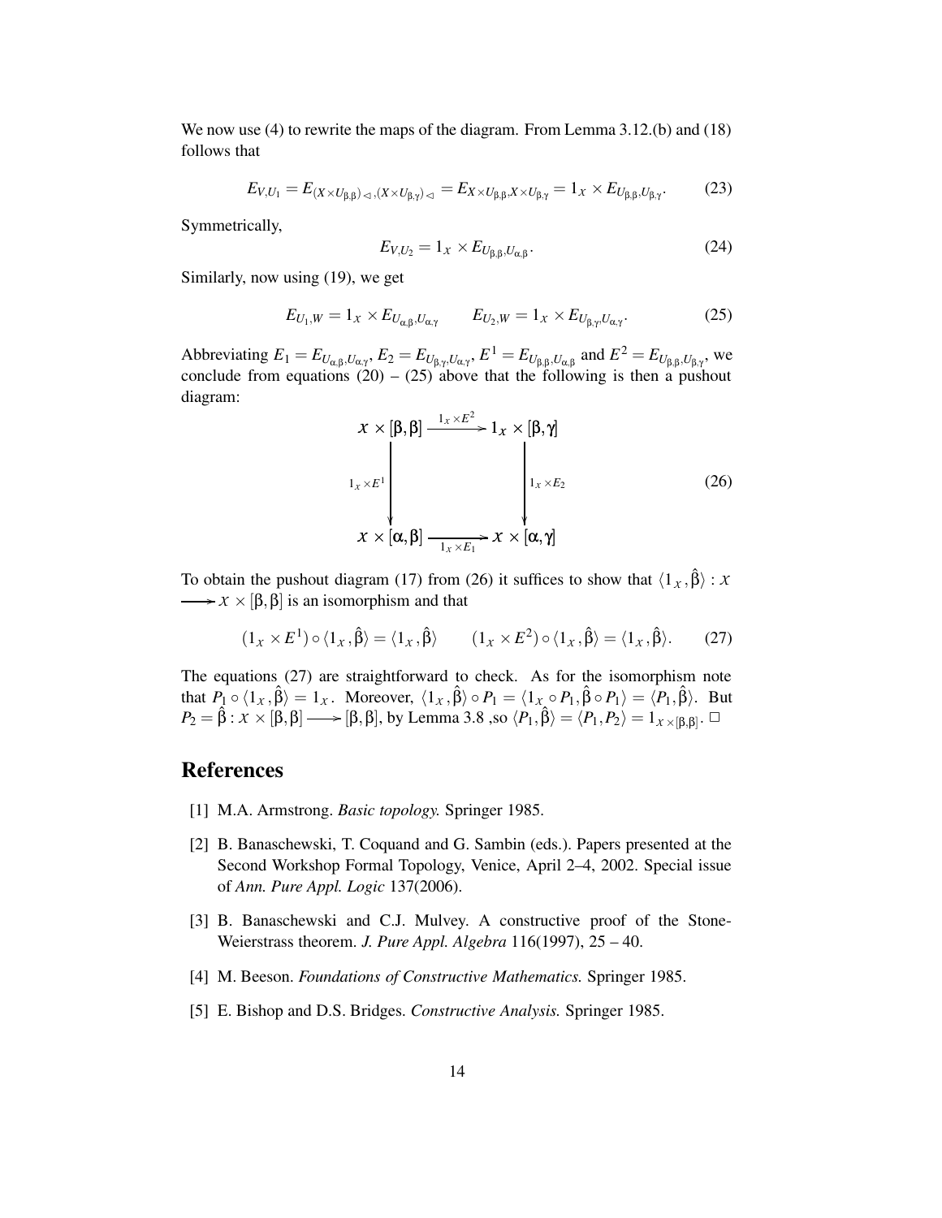We now use (4) to rewrite the maps of the diagram. From Lemma 3.12.(b) and (18) follows that

$$E_{V,U_1} = E_{(X\times U_{\beta,\beta})_\lhd,(X\times U_{\beta,\gamma})_\lhd} = E_{X\times U_{\beta,\beta},X\times U_{\beta,\gamma}} = 1_X \times E_{U_{\beta,\beta},U_{\beta,\gamma}}. \tag{23}$$

Symmetrically,

$$E_{V,U_2} = 1_X \times E_{U_{\beta,\beta},U_{\alpha,\beta}}. \tag{24}$$

Similarly, now using (19), we get

$$E_{U_1,W} = 1_X \times E_{U_{\alpha,\beta},U_{\alpha,\gamma}} \qquad E_{U_2,W} = 1_X \times E_{U_{\beta,\gamma},U_{\alpha,\gamma}}. \tag{25}$$

Abbreviating $E_1 = E_{U_{\alpha,\beta},U_{\alpha,\gamma}}$, $E_2 = E_{U_{\beta,\gamma},U_{\alpha,\gamma}}$, $E^1 = E_{U_{\beta,\beta},U_{\alpha,\beta}}$ and $E^2 = E_{U_{\beta,\beta},U_{\beta,\gamma}}$, we conclude from equations (20) – (25) above that the following is then a pushout diagram:

$$\begin{array}{ccc} X \times [\beta,\beta] & \xrightarrow{1_X \times E^2} & 1_X \times [\beta,\gamma] \\ \Big\downarrow{\scriptstyle 1_X\times E^1} & & \Big\downarrow{\scriptstyle 1_X\times E_2} \\ X \times [\alpha,\beta] & \xrightarrow[1_X \times E_1]{} & X \times [\alpha,\gamma] \end{array} \tag{26}$$

To obtain the pushout diagram (17) from (26) it suffices to show that $\langle 1_X, \hat{\beta}\rangle : X \longrightarrow X \times [\beta,\beta]$ is an isomorphism and that

$$(1_X \times E^1)\circ\langle 1_X, \hat{\beta}\rangle = \langle 1_X, \hat{\beta}\rangle \qquad (1_X \times E^2)\circ\langle 1_X, \hat{\beta}\rangle = \langle 1_X, \hat{\beta}\rangle. \tag{27}$$

The equations (27) are straightforward to check. As for the isomorphism note that $P_1 \circ \langle 1_X, \hat{\beta}\rangle = 1_X$. Moreover, $\langle 1_X, \hat{\beta}\rangle \circ P_1 = \langle 1_X \circ P_1, \hat{\beta}\circ P_1\rangle = \langle P_1, \hat{\beta}\rangle$. But $P_2 = \hat{\beta} : X \times [\beta,\beta] \longrightarrow [\beta,\beta]$, by Lemma 3.8 ,so $\langle P_1, \hat{\beta}\rangle = \langle P_1, P_2\rangle = 1_{X\times[\beta,\beta]}$. □

# References

[1] M.A. Armstrong. *Basic topology.* Springer 1985.

[2] B. Banaschewski, T. Coquand and G. Sambin (eds.). Papers presented at the Second Workshop Formal Topology, Venice, April 2–4, 2002. Special issue of *Ann. Pure Appl. Logic* 137(2006).

[3] B. Banaschewski and C.J. Mulvey. A constructive proof of the Stone-Weierstrass theorem. *J. Pure Appl. Algebra* 116(1997), 25 – 40.

[4] M. Beeson. *Foundations of Constructive Mathematics.* Springer 1985.

[5] E. Bishop and D.S. Bridges. *Constructive Analysis.* Springer 1985.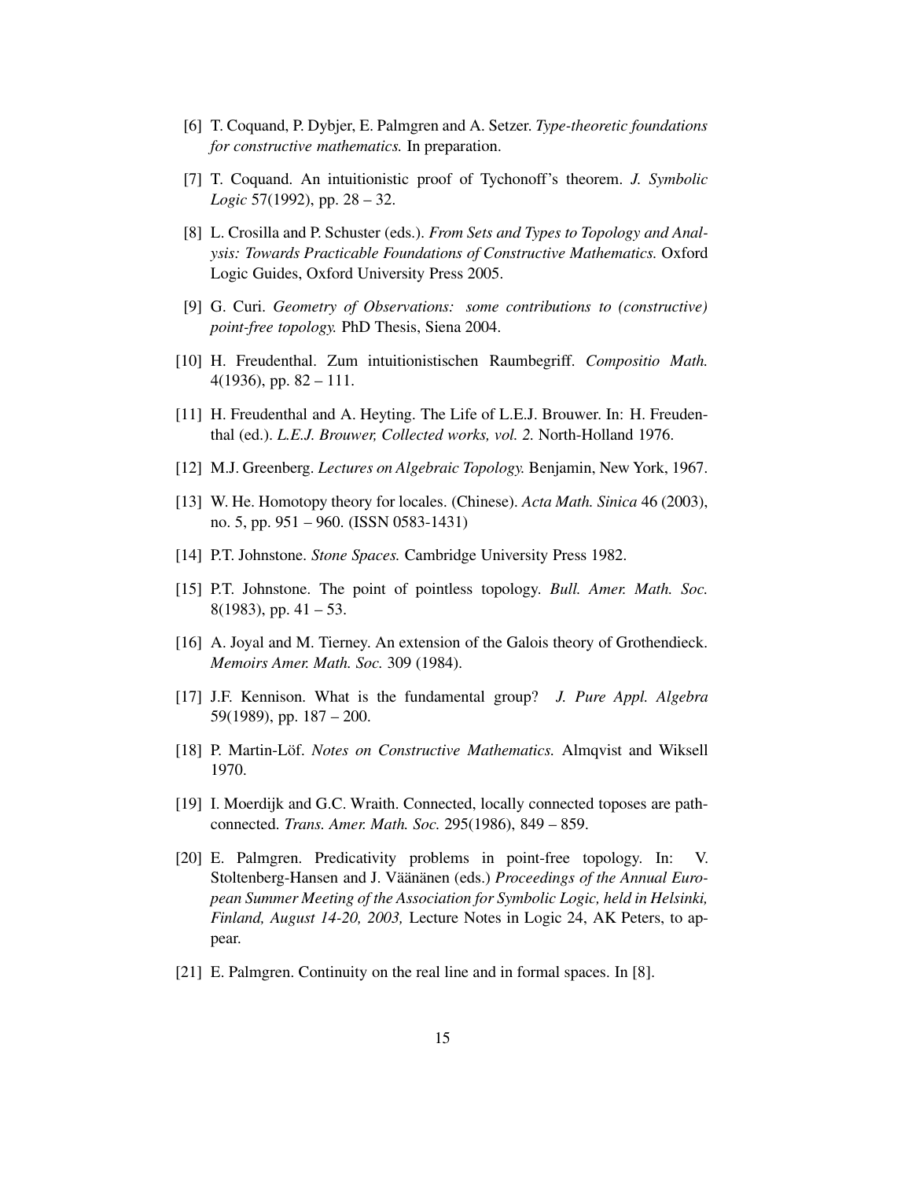[6] T. Coquand, P. Dybjer, E. Palmgren and A. Setzer. *Type-theoretic foundations for constructive mathematics.* In preparation.

[7] T. Coquand. An intuitionistic proof of Tychonoff's theorem. *J. Symbolic Logic* 57(1992), pp. 28 – 32.

[8] L. Crosilla and P. Schuster (eds.). *From Sets and Types to Topology and Analysis: Towards Practicable Foundations of Constructive Mathematics.* Oxford Logic Guides, Oxford University Press 2005.

[9] G. Curi. *Geometry of Observations: some contributions to (constructive) point-free topology.* PhD Thesis, Siena 2004.

[10] H. Freudenthal. Zum intuitionistischen Raumbegriff. *Compositio Math.* 4(1936), pp. 82 – 111.

[11] H. Freudenthal and A. Heyting. The Life of L.E.J. Brouwer. In: H. Freudenthal (ed.). *L.E.J. Brouwer, Collected works, vol. 2.* North-Holland 1976.

[12] M.J. Greenberg. *Lectures on Algebraic Topology.* Benjamin, New York, 1967.

[13] W. He. Homotopy theory for locales. (Chinese). *Acta Math. Sinica* 46 (2003), no. 5, pp. 951 – 960. (ISSN 0583-1431)

[14] P.T. Johnstone. *Stone Spaces.* Cambridge University Press 1982.

[15] P.T. Johnstone. The point of pointless topology. *Bull. Amer. Math. Soc.* 8(1983), pp. 41 – 53.

[16] A. Joyal and M. Tierney. An extension of the Galois theory of Grothendieck. *Memoirs Amer. Math. Soc.* 309 (1984).

[17] J.F. Kennison. What is the fundamental group? *J. Pure Appl. Algebra* 59(1989), pp. 187 – 200.

[18] P. Martin-Löf. *Notes on Constructive Mathematics.* Almqvist and Wiksell 1970.

[19] I. Moerdijk and G.C. Wraith. Connected, locally connected toposes are path-connected. *Trans. Amer. Math. Soc.* 295(1986), 849 – 859.

[20] E. Palmgren. Predicativity problems in point-free topology. In: V. Stoltenberg-Hansen and J. Väänänen (eds.) *Proceedings of the Annual European Summer Meeting of the Association for Symbolic Logic, held in Helsinki, Finland, August 14-20, 2003,* Lecture Notes in Logic 24, AK Peters, to appear.

[21] E. Palmgren. Continuity on the real line and in formal spaces. In [8].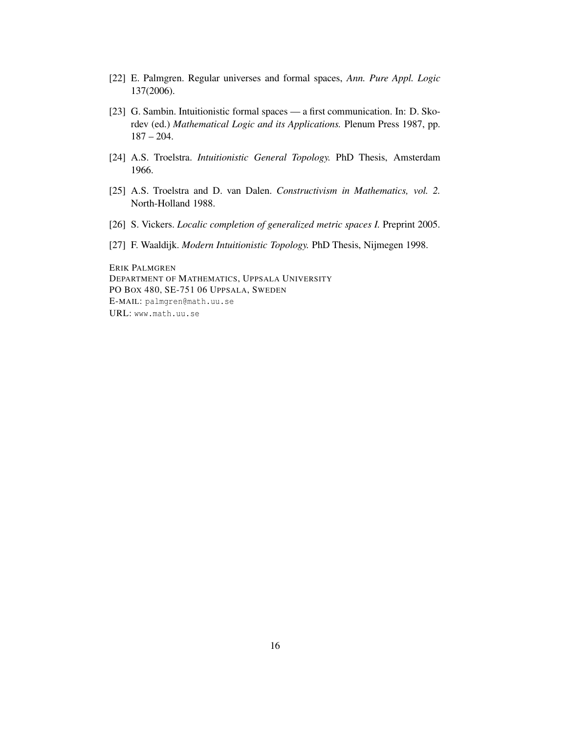[22] E. Palmgren. Regular universes and formal spaces, *Ann. Pure Appl. Logic* 137(2006).

[23] G. Sambin. Intuitionistic formal spaces — a first communication. In: D. Skordev (ed.) *Mathematical Logic and its Applications.* Plenum Press 1987, pp. 187 – 204.

[24] A.S. Troelstra. *Intuitionistic General Topology.* PhD Thesis, Amsterdam 1966.

[25] A.S. Troelstra and D. van Dalen. *Constructivism in Mathematics, vol. 2.* North-Holland 1988.

[26] S. Vickers. *Localic completion of generalized metric spaces I.* Preprint 2005.

[27] F. Waaldijk. *Modern Intuitionistic Topology.* PhD Thesis, Nijmegen 1998.

ERIK PALMGREN
DEPARTMENT OF MATHEMATICS, UPPSALA UNIVERSITY
PO BOX 480, SE-751 06 UPPSALA, SWEDEN
E-MAIL: palmgren@math.uu.se
URL: www.math.uu.se